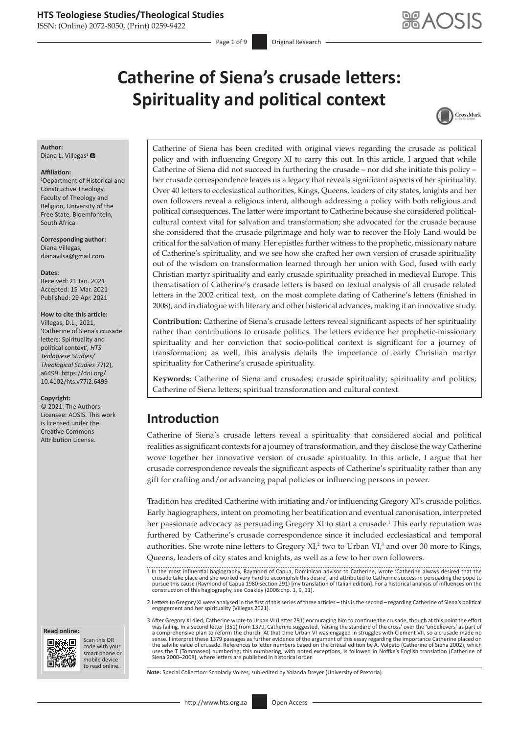# Catherine of Siena's crusade letters: Spirituality and political context

**Author:**
Diana L. Villegas[1]

**Affiliation:**
[1]Department of Historical and Constructive Theology, Faculty of Theology and Religion, University of the Free State, Bloemfontein, South Africa

**Corresponding author:**
Diana Villegas,
dianavilsa@gmail.com

**Dates:**
Received: 21 Jan. 2021
Accepted: 15 Mar. 2021
Published: 29 Apr. 2021

**How to cite this article:**
Villegas, D.L., 2021, 'Catherine of Siena's crusade letters: Spirituality and political context', *HTS Teologiese Studies/ Theological Studies* 77(2), a6499. https://doi.org/10.4102/hts.v77i2.6499

**Copyright:**
© 2021. The Authors. Licensee: AOSIS. This work is licensed under the Creative Commons Attribution License.

Catherine of Siena has been credited with original views regarding the crusade as political policy and with influencing Gregory XI to carry this out. In this article, I argued that while Catherine of Siena did not succeed in furthering the crusade – nor did she initiate this policy – her crusade correspondence leaves us a legacy that reveals significant aspects of her spirituality. Over 40 letters to ecclesiastical authorities, Kings, Queens, leaders of city states, knights and her own followers reveal a religious intent, although addressing a policy with both religious and political consequences. The latter were important to Catherine because she considered political-cultural context vital for salvation and transformation; she advocated for the crusade because she considered that the crusade pilgrimage and holy war to recover the Holy Land would be critical for the salvation of many. Her epistles further witness to the prophetic, missionary nature of Catherine's spirituality, and we see how she crafted her own version of crusade spirituality out of the wisdom on transformation learned through her union with God, fused with early Christian martyr spirituality and early crusade spirituality preached in medieval Europe. This thematisation of Catherine's crusade letters is based on textual analysis of all crusade related letters in the 2002 critical text, on the most complete dating of Catherine's letters (finished in 2008); and in dialogue with literary and other historical advances, making it an innovative study.

**Contribution:** Catherine of Siena's crusade letters reveal significant aspects of her spirituality rather than contributions to crusade politics. The letters evidence her prophetic-missionary spirituality and her conviction that socio-political context is significant for a journey of transformation; as well, this analysis details the importance of early Christian martyr spirituality for Catherine's crusade spirituality.

**Keywords:** Catherine of Siena and crusades; crusade spirituality; spirituality and politics; Catherine of Siena letters; spiritual transformation and cultural context.

## Introduction

Catherine of Siena's crusade letters reveal a spirituality that considered social and political realities as significant contexts for a journey of transformation, and they disclose the way Catherine wove together her innovative version of crusade spirituality. In this article, I argue that her crusade correspondence reveals the significant aspects of Catherine's spirituality rather than any gift for crafting and/or advancing papal policies or influencing persons in power.

Tradition has credited Catherine with initiating and/or influencing Gregory XI's crusade politics. Early hagiographers, intent on promoting her beatification and eventual canonisation, interpreted her passionate advocacy as persuading Gregory XI to start a crusade.[1] This early reputation was furthered by Catherine's crusade correspondence since it included ecclesiastical and temporal authorities. She wrote nine letters to Gregory XI,[2] two to Urban VI,[3] and over 30 more to Kings, Queens, leaders of city states and knights, as well as a few to her own followers.

1. In the most influential hagiography, Raymond of Capua, Dominican advisor to Catherine, wrote 'Catherine always desired that the crusade take place and she worked very hard to accomplish this desire', and attributed to Catherine success in persuading the pope to pursue this cause (Raymond of Capua 1980:section 291) [my translation of Italian edition]. For a historical analysis of influences on the construction of this hagiography, see Coakley (2006:chp. 1, 9, 11).

2. Letters to Gregory XI were analysed in the first of this series of three articles – this is the second – regarding Catherine of Siena's political engagement and her spirituality (Villegas 2021).

3. After Gregory XI died, Catherine wrote to Urban VI (Letter 291) encouraging him to continue the crusade, though at this point the effort was failing. In a second letter (351) from 1379, Catherine suggested, 'raising the standard of the cross' over the 'unbelievers' as part of a comprehensive plan to reform the church. At that time Urban VI was engaged in struggles with Clement VII, so a crusade made no sense. I interpret these 1379 passages as further evidence of the argument of this essay regarding the importance Catherine placed on the salvific value of crusade. References to letter numbers based on the critical edition by A. Volpato (Catherine of Siena 2002), which uses the T (Tommaseo) numbering; this numbering, with noted exceptions, is followed in Noffke's English translation (Catherine of Siena 2000–2008), where letters are published in historical order.

**Note:** Special Collection: Scholarly Voices, sub-edited by Yolanda Dreyer (University of Pretoria).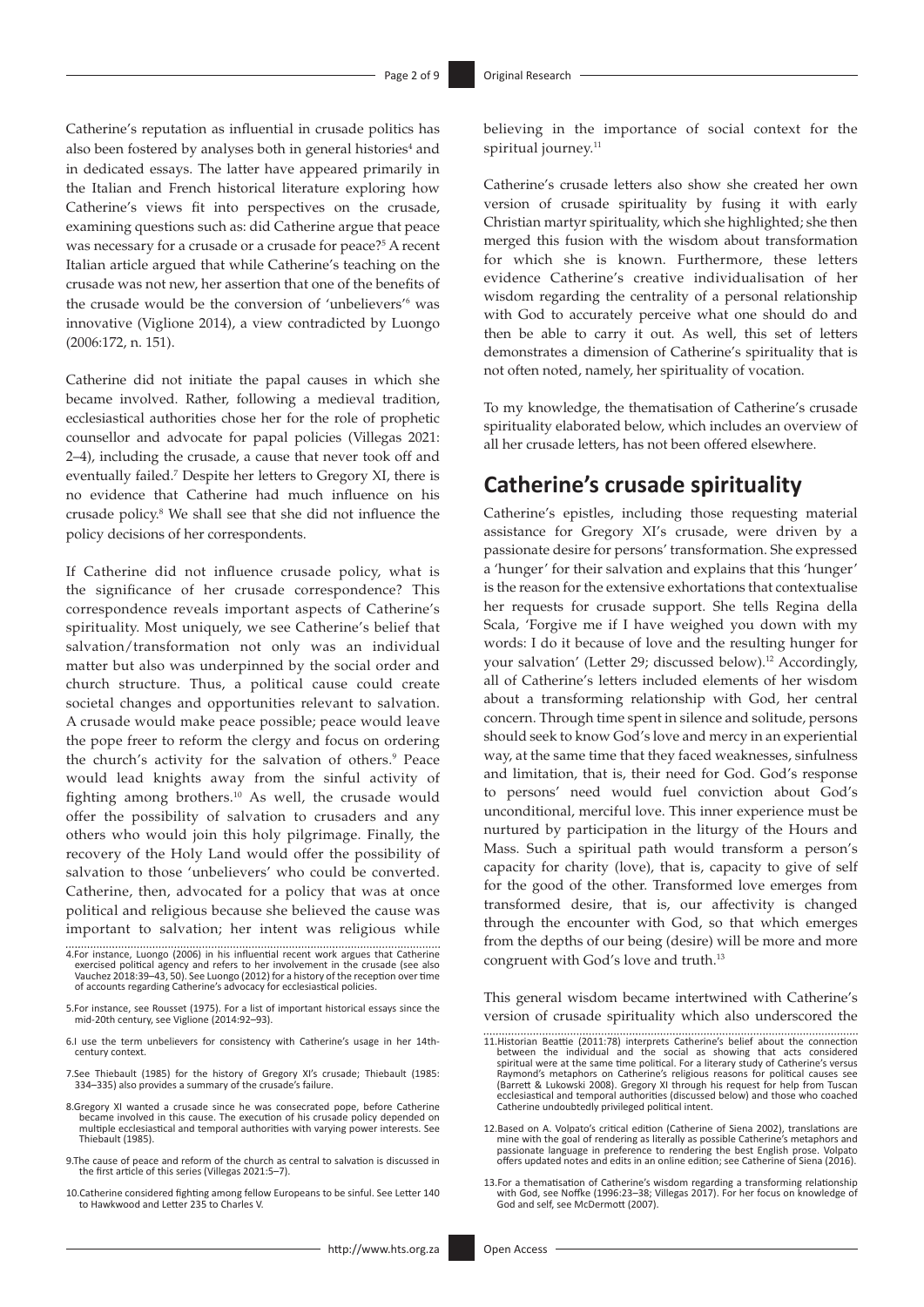Catherine's reputation as influential in crusade politics has also been fostered by analyses both in general histories[4] and in dedicated essays. The latter have appeared primarily in the Italian and French historical literature exploring how Catherine's views fit into perspectives on the crusade, examining questions such as: did Catherine argue that peace was necessary for a crusade or a crusade for peace?[5] A recent Italian article argued that while Catherine's teaching on the crusade was not new, her assertion that one of the benefits of the crusade would be the conversion of 'unbelievers'[6] was innovative (Viglione 2014), a view contradicted by Luongo (2006:172, n. 151).

Catherine did not initiate the papal causes in which she became involved. Rather, following a medieval tradition, ecclesiastical authorities chose her for the role of prophetic counsellor and advocate for papal policies (Villegas 2021: 2–4), including the crusade, a cause that never took off and eventually failed.[7] Despite her letters to Gregory XI, there is no evidence that Catherine had much influence on his crusade policy.[8] We shall see that she did not influence the policy decisions of her correspondents.

If Catherine did not influence crusade policy, what is the significance of her crusade correspondence? This correspondence reveals important aspects of Catherine's spirituality. Most uniquely, we see Catherine's belief that salvation/transformation not only was an individual matter but also was underpinned by the social order and church structure. Thus, a political cause could create societal changes and opportunities relevant to salvation. A crusade would make peace possible; peace would leave the pope freer to reform the clergy and focus on ordering the church's activity for the salvation of others.[9] Peace would lead knights away from the sinful activity of fighting among brothers.[10] As well, the crusade would offer the possibility of salvation to crusaders and any others who would join this holy pilgrimage. Finally, the recovery of the Holy Land would offer the possibility of salvation to those 'unbelievers' who could be converted. Catherine, then, advocated for a policy that was at once political and religious because she believed the cause was important to salvation; her intent was religious while believing in the importance of social context for the spiritual journey.[11]

Catherine's crusade letters also show she created her own version of crusade spirituality by fusing it with early Christian martyr spirituality, which she highlighted; she then merged this fusion with the wisdom about transformation for which she is known. Furthermore, these letters evidence Catherine's creative individualisation of her wisdom regarding the centrality of a personal relationship with God to accurately perceive what one should do and then be able to carry it out. As well, this set of letters demonstrates a dimension of Catherine's spirituality that is not often noted, namely, her spirituality of vocation.

To my knowledge, the thematisation of Catherine's crusade spirituality elaborated below, which includes an overview of all her crusade letters, has not been offered elsewhere.

## Catherine's crusade spirituality

Catherine's epistles, including those requesting material assistance for Gregory XI's crusade, were driven by a passionate desire for persons' transformation. She expressed a 'hunger' for their salvation and explains that this 'hunger' is the reason for the extensive exhortations that contextualise her requests for crusade support. She tells Regina della Scala, 'Forgive me if I have weighed you down with my words: I do it because of love and the resulting hunger for your salvation' (Letter 29; discussed below).[12] Accordingly, all of Catherine's letters included elements of her wisdom about a transforming relationship with God, her central concern. Through time spent in silence and solitude, persons should seek to know God's love and mercy in an experiential way, at the same time that they faced weaknesses, sinfulness and limitation, that is, their need for God. God's response to persons' need would fuel conviction about God's unconditional, merciful love. This inner experience must be nurtured by participation in the liturgy of the Hours and Mass. Such a spiritual path would transform a person's capacity for charity (love), that is, capacity to give of self for the good of the other. Transformed love emerges from transformed desire, that is, our affectivity is changed through the encounter with God, so that which emerges from the depths of our being (desire) will be more and more congruent with God's love and truth.[13]

This general wisdom became intertwined with Catherine's version of crusade spirituality which also underscored the

4. For instance, Luongo (2006) in his influential recent work argues that Catherine exercised political agency and refers to her involvement in the crusade (see also Vauchez 2018:39–43, 50). See Luongo (2012) for a history of the reception over time of accounts regarding Catherine's advocacy for ecclesiastical policies.

5. For instance, see Rousset (1975). For a list of important historical essays since the mid-20th century, see Viglione (2014:92–93).

6. I use the term unbelievers for consistency with Catherine's usage in her 14th-century context.

7. See Thiebault (1985) for the history of Gregory XI's crusade; Thiebault (1985: 334–335) also provides a summary of the crusade's failure.

8. Gregory XI wanted a crusade since he was consecrated pope, before Catherine became involved in this cause. The execution of his crusade policy depended on multiple ecclesiastical and temporal authorities with varying power interests. See Thiebault (1985).

9. The cause of peace and reform of the church as central to salvation is discussed in the first article of this series (Villegas 2021:5–7).

10. Catherine considered fighting among fellow Europeans to be sinful. See Letter 140 to Hawkwood and Letter 235 to Charles V.

11. Historian Beattie (2011:78) interprets Catherine's belief about the connection between the individual and the social as showing that acts considered spiritual were at the same time political. For a literary study of Catherine's versus Raymond's metaphors on Catherine's religious reasons for political causes see (Barrett & Lukowski 2008). Gregory XI through his request for help from Tuscan ecclesiastical and temporal authorities (discussed below) and those who coached Catherine undoubtedly privileged political intent.

12. Based on A. Volpato's critical edition (Catherine of Siena 2002), translations are mine with the goal of rendering as literally as possible Catherine's metaphors and passionate language in preference to rendering the best English prose. Volpato offers updated notes and edits in an online edition; see Catherine of Siena (2016).

13. For a thematisation of Catherine's wisdom regarding a transforming relationship with God, see Noffke (1996:23–38; Villegas 2017). For her focus on knowledge of God and self, see McDermott (2007).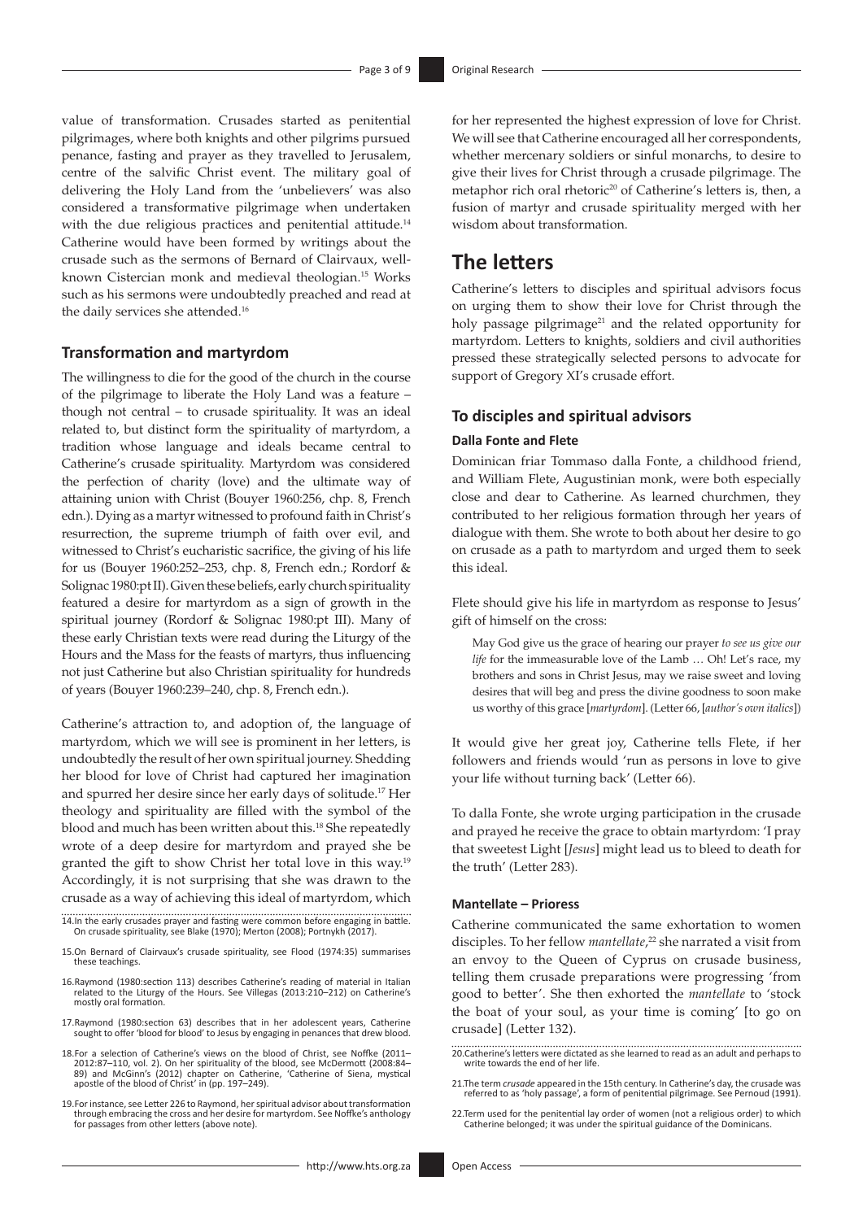value of transformation. Crusades started as penitential pilgrimages, where both knights and other pilgrims pursued penance, fasting and prayer as they travelled to Jerusalem, centre of the salvific Christ event. The military goal of delivering the Holy Land from the 'unbelievers' was also considered a transformative pilgrimage when undertaken with the due religious practices and penitential attitude.[14] Catherine would have been formed by writings about the crusade such as the sermons of Bernard of Clairvaux, well-known Cistercian monk and medieval theologian.[15] Works such as his sermons were undoubtedly preached and read at the daily services she attended.[16]

### Transformation and martyrdom

The willingness to die for the good of the church in the course of the pilgrimage to liberate the Holy Land was a feature – though not central – to crusade spirituality. It was an ideal related to, but distinct form the spirituality of martyrdom, a tradition whose language and ideals became central to Catherine's crusade spirituality. Martyrdom was considered the perfection of charity (love) and the ultimate way of attaining union with Christ (Bouyer 1960:256, chp. 8, French edn.). Dying as a martyr witnessed to profound faith in Christ's resurrection, the supreme triumph of faith over evil, and witnessed to Christ's eucharistic sacrifice, the giving of his life for us (Bouyer 1960:252–253, chp. 8, French edn.; Rordorf & Solignac 1980:pt II). Given these beliefs, early church spirituality featured a desire for martyrdom as a sign of growth in the spiritual journey (Rordorf & Solignac 1980:pt III). Many of these early Christian texts were read during the Liturgy of the Hours and the Mass for the feasts of martyrs, thus influencing not just Catherine but also Christian spirituality for hundreds of years (Bouyer 1960:239–240, chp. 8, French edn.).

Catherine's attraction to, and adoption of, the language of martyrdom, which we will see is prominent in her letters, is undoubtedly the result of her own spiritual journey. Shedding her blood for love of Christ had captured her imagination and spurred her desire since her early days of solitude.[17] Her theology and spirituality are filled with the symbol of the blood and much has been written about this.[18] She repeatedly wrote of a deep desire for martyrdom and prayed she be granted the gift to show Christ her total love in this way.[19] Accordingly, it is not surprising that she was drawn to the crusade as a way of achieving this ideal of martyrdom, which for her represented the highest expression of love for Christ. We will see that Catherine encouraged all her correspondents, whether mercenary soldiers or sinful monarchs, to desire to give their lives for Christ through a crusade pilgrimage. The metaphor rich oral rhetoric[20] of Catherine's letters is, then, a fusion of martyr and crusade spirituality merged with her wisdom about transformation.

## The letters

Catherine's letters to disciples and spiritual advisors focus on urging them to show their love for Christ through the holy passage pilgrimage[21] and the related opportunity for martyrdom. Letters to knights, soldiers and civil authorities pressed these strategically selected persons to advocate for support of Gregory XI's crusade effort.

### To disciples and spiritual advisors

#### Dalla Fonte and Flete

Dominican friar Tommaso dalla Fonte, a childhood friend, and William Flete, Augustinian monk, were both especially close and dear to Catherine. As learned churchmen, they contributed to her religious formation through her years of dialogue with them. She wrote to both about her desire to go on crusade as a path to martyrdom and urged them to seek this ideal.

Flete should give his life in martyrdom as response to Jesus' gift of himself on the cross:

> May God give us the grace of hearing our prayer *to see us give our life* for the immeasurable love of the Lamb … Oh! Let's race, my brothers and sons in Christ Jesus, may we raise sweet and loving desires that will beg and press the divine goodness to soon make us worthy of this grace [*martyrdom*]. (Letter 66, [*author's own italics*])

It would give her great joy, Catherine tells Flete, if her followers and friends would 'run as persons in love to give your life without turning back' (Letter 66).

To dalla Fonte, she wrote urging participation in the crusade and prayed he receive the grace to obtain martyrdom: 'I pray that sweetest Light [*Jesus*] might lead us to bleed to death for the truth' (Letter 283).

#### Mantellate – Prioress

Catherine communicated the same exhortation to women disciples. To her fellow *mantellate*,[22] she narrated a visit from an envoy to the Queen of Cyprus on crusade business, telling them crusade preparations were progressing 'from good to better'. She then exhorted the *mantellate* to 'stock the boat of your soul, as your time is coming' [to go on crusade] (Letter 132).

---

14. In the early crusades prayer and fasting were common before engaging in battle. On crusade spirituality, see Blake (1970); Merton (2008); Portnykh (2017).

15. On Bernard of Clairvaux's crusade spirituality, see Flood (1974:35) summarises these teachings.

16. Raymond (1980:section 113) describes Catherine's reading of material in Italian related to the Liturgy of the Hours. See Villegas (2013:210–212) on Catherine's mostly oral formation.

17. Raymond (1980:section 63) describes that in her adolescent years, Catherine sought to offer 'blood for blood' to Jesus by engaging in penances that drew blood.

18. For a selection of Catherine's views on the blood of Christ, see Noffke (2011–2012:87–110, vol. 2). On her spirituality of the blood, see McDermott (2008:84–89) and McGinn's (2012) chapter on Catherine, 'Catherine of Siena, mystical apostle of the blood of Christ' in (pp. 197–249).

19. For instance, see Letter 226 to Raymond, her spiritual advisor about transformation through embracing the cross and her desire for martyrdom. See Noffke's anthology for passages from other letters (above note).

20. Catherine's letters were dictated as she learned to read as an adult and perhaps to write towards the end of her life.

21. The term *crusade* appeared in the 15th century. In Catherine's day, the crusade was referred to as 'holy passage', a form of penitential pilgrimage. See Pernoud (1991).

22. Term used for the penitential lay order of women (not a religious order) to which Catherine belonged; it was under the spiritual guidance of the Dominicans.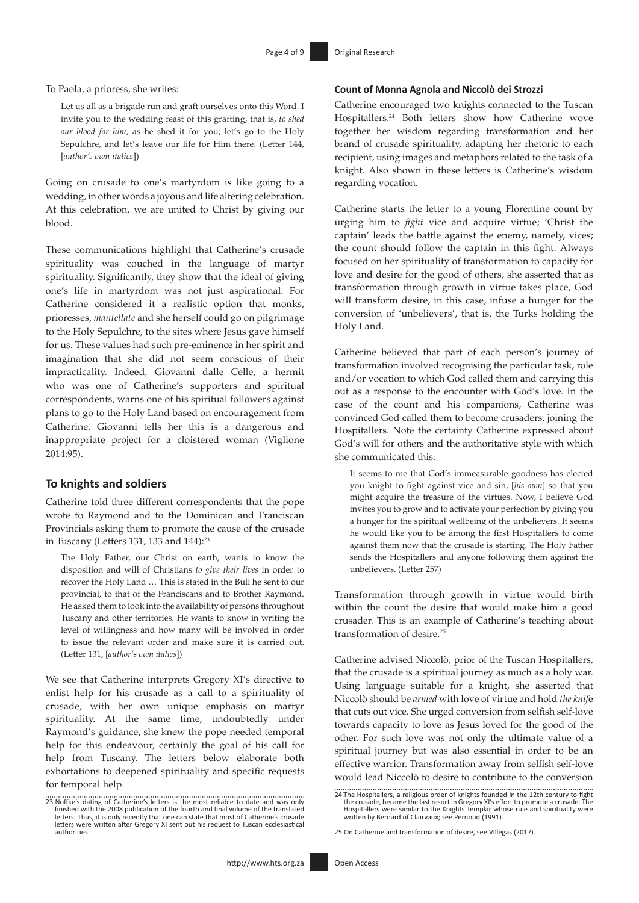To Paola, a prioress, she writes:

> Let us all as a brigade run and graft ourselves onto this Word. I invite you to the wedding feast of this grafting, that is, *to shed our blood for him*, as he shed it for you; let's go to the Holy Sepulchre, and let's leave our life for Him there. (Letter 144, [*author's own italics*])

Going on crusade to one's martyrdom is like going to a wedding, in other words a joyous and life altering celebration. At this celebration, we are united to Christ by giving our blood.

These communications highlight that Catherine's crusade spirituality was couched in the language of martyr spirituality. Significantly, they show that the ideal of giving one's life in martyrdom was not just aspirational. For Catherine considered it a realistic option that monks, prioresses, *mantellate* and she herself could go on pilgrimage to the Holy Sepulchre, to the sites where Jesus gave himself for us. These values had such pre-eminence in her spirit and imagination that she did not seem conscious of their impracticality. Indeed, Giovanni dalle Celle, a hermit who was one of Catherine's supporters and spiritual correspondents, warns one of his spiritual followers against plans to go to the Holy Land based on encouragement from Catherine. Giovanni tells her this is a dangerous and inappropriate project for a cloistered woman (Viglione 2014:95).

## To knights and soldiers

Catherine told three different correspondents that the pope wrote to Raymond and to the Dominican and Franciscan Provincials asking them to promote the cause of the crusade in Tuscany (Letters 131, 133 and 144):[23]

> The Holy Father, our Christ on earth, wants to know the disposition and will of Christians *to give their lives* in order to recover the Holy Land … This is stated in the Bull he sent to our provincial, to that of the Franciscans and to Brother Raymond. He asked them to look into the availability of persons throughout Tuscany and other territories. He wants to know in writing the level of willingness and how many will be involved in order to issue the relevant order and make sure it is carried out. (Letter 131, [*author's own italics*])

We see that Catherine interprets Gregory XI's directive to enlist help for his crusade as a call to a spirituality of crusade, with her own unique emphasis on martyr spirituality. At the same time, undoubtedly under Raymond's guidance, she knew the pope needed temporal help for this endeavour, certainly the goal of his call for help from Tuscany. The letters below elaborate both exhortations to deepened spirituality and specific requests for temporal help.

### Count of Monna Agnola and Niccolò dei Strozzi

Catherine encouraged two knights connected to the Tuscan Hospitallers.[24] Both letters show how Catherine wove together her wisdom regarding transformation and her brand of crusade spirituality, adapting her rhetoric to each recipient, using images and metaphors related to the task of a knight. Also shown in these letters is Catherine's wisdom regarding vocation.

Catherine starts the letter to a young Florentine count by urging him to *fight* vice and acquire virtue; 'Christ the captain' leads the battle against the enemy, namely, vices; the count should follow the captain in this fight. Always focused on her spirituality of transformation to capacity for love and desire for the good of others, she asserted that as transformation through growth in virtue takes place, God will transform desire, in this case, infuse a hunger for the conversion of 'unbelievers', that is, the Turks holding the Holy Land.

Catherine believed that part of each person's journey of transformation involved recognising the particular task, role and/or vocation to which God called them and carrying this out as a response to the encounter with God's love. In the case of the count and his companions, Catherine was convinced God called them to become crusaders, joining the Hospitallers. Note the certainty Catherine expressed about God's will for others and the authoritative style with which she communicated this:

> It seems to me that God's immeasurable goodness has elected you knight to fight against vice and sin, [*his own*] so that you might acquire the treasure of the virtues. Now, I believe God invites you to grow and to activate your perfection by giving you a hunger for the spiritual wellbeing of the unbelievers. It seems he would like you to be among the first Hospitallers to come against them now that the crusade is starting. The Holy Father sends the Hospitallers and anyone following them against the unbelievers. (Letter 257)

Transformation through growth in virtue would birth within the count the desire that would make him a good crusader. This is an example of Catherine's teaching about transformation of desire.[25]

Catherine advised Niccolò, prior of the Tuscan Hospitallers, that the crusade is a spiritual journey as much as a holy war. Using language suitable for a knight, she asserted that Niccolò should be *armed* with love of virtue and hold *the knife* that cuts out vice. She urged conversion from selfish self-love towards capacity to love as Jesus loved for the good of the other. For such love was not only the ultimate value of a spiritual journey but was also essential in order to be an effective warrior. Transformation away from selfish self-love would lead Niccolò to desire to contribute to the conversion

---

23. Noffke's dating of Catherine's letters is the most reliable to date and was only finished with the 2008 publication of the fourth and final volume of the translated letters. Thus, it is only recently that one can state that most of Catherine's crusade letters were written after Gregory XI sent out his request to Tuscan ecclesiastical authorities.

24. The Hospitallers, a religious order of knights founded in the 12th century to fight the crusade, became the last resort in Gregory XI's effort to promote a crusade. The Hospitallers were similar to the Knights Templar whose rule and spirituality were written by Bernard of Clairvaux; see Pernoud (1991).

25. On Catherine and transformation of desire, see Villegas (2017).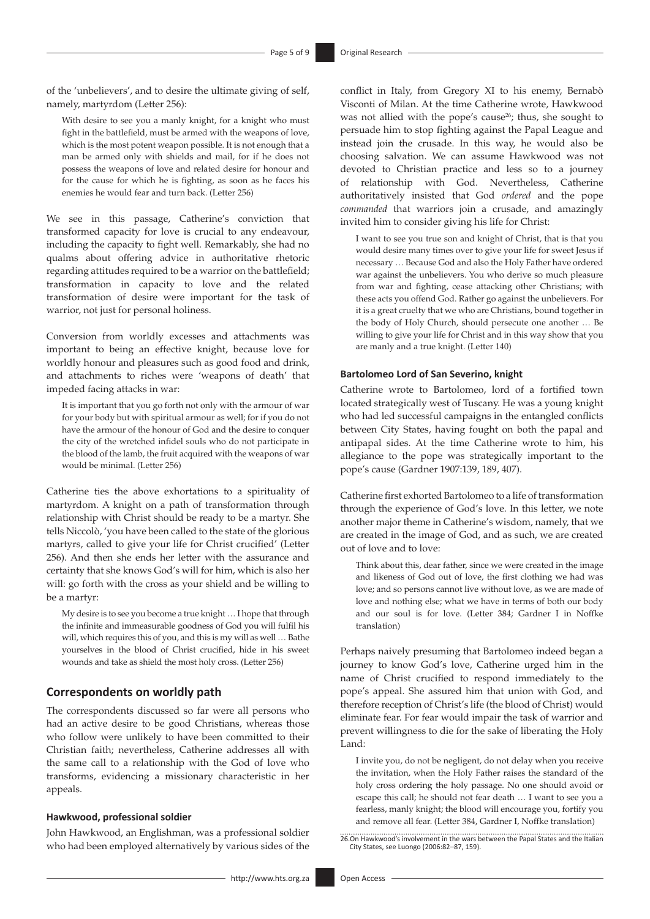of the 'unbelievers', and to desire the ultimate giving of self, namely, martyrdom (Letter 256):

> With desire to see you a manly knight, for a knight who must fight in the battlefield, must be armed with the weapons of love, which is the most potent weapon possible. It is not enough that a man be armed only with shields and mail, for if he does not possess the weapons of love and related desire for honour and for the cause for which he is fighting, as soon as he faces his enemies he would fear and turn back. (Letter 256)

We see in this passage, Catherine's conviction that transformed capacity for love is crucial to any endeavour, including the capacity to fight well. Remarkably, she had no qualms about offering advice in authoritative rhetoric regarding attitudes required to be a warrior on the battlefield; transformation in capacity to love and the related transformation of desire were important for the task of warrior, not just for personal holiness.

Conversion from worldly excesses and attachments was important to being an effective knight, because love for worldly honour and pleasures such as good food and drink, and attachments to riches were 'weapons of death' that impeded facing attacks in war:

> It is important that you go forth not only with the armour of war for your body but with spiritual armour as well; for if you do not have the armour of the honour of God and the desire to conquer the city of the wretched infidel souls who do not participate in the blood of the lamb, the fruit acquired with the weapons of war would be minimal. (Letter 256)

Catherine ties the above exhortations to a spirituality of martyrdom. A knight on a path of transformation through relationship with Christ should be ready to be a martyr. She tells Niccolò, 'you have been called to the state of the glorious martyrs, called to give your life for Christ crucified' (Letter 256). And then she ends her letter with the assurance and certainty that she knows God's will for him, which is also her will: go forth with the cross as your shield and be willing to be a martyr:

> My desire is to see you become a true knight … I hope that through the infinite and immeasurable goodness of God you will fulfil his will, which requires this of you, and this is my will as well … Bathe yourselves in the blood of Christ crucified, hide in his sweet wounds and take as shield the most holy cross. (Letter 256)

## Correspondents on worldly path

The correspondents discussed so far were all persons who had an active desire to be good Christians, whereas those who follow were unlikely to have been committed to their Christian faith; nevertheless, Catherine addresses all with the same call to a relationship with the God of love who transforms, evidencing a missionary characteristic in her appeals.

### Hawkwood, professional soldier

John Hawkwood, an Englishman, was a professional soldier who had been employed alternatively by various sides of the conflict in Italy, from Gregory XI to his enemy, Bernabò Visconti of Milan. At the time Catherine wrote, Hawkwood was not allied with the pope's cause[26]; thus, she sought to persuade him to stop fighting against the Papal League and instead join the crusade. In this way, he would also be choosing salvation. We can assume Hawkwood was not devoted to Christian practice and less so to a journey of relationship with God. Nevertheless, Catherine authoritatively insisted that God *ordered* and the pope *commanded* that warriors join a crusade, and amazingly invited him to consider giving his life for Christ:

> I want to see you true son and knight of Christ, that is that you would desire many times over to give your life for sweet Jesus if necessary … Because God and also the Holy Father have ordered war against the unbelievers. You who derive so much pleasure from war and fighting, cease attacking other Christians; with these acts you offend God. Rather go against the unbelievers. For it is a great cruelty that we who are Christians, bound together in the body of Holy Church, should persecute one another … Be willing to give your life for Christ and in this way show that you are manly and a true knight. (Letter 140)

### Bartolomeo Lord of San Severino, knight

Catherine wrote to Bartolomeo, lord of a fortified town located strategically west of Tuscany. He was a young knight who had led successful campaigns in the entangled conflicts between City States, having fought on both the papal and antipapal sides. At the time Catherine wrote to him, his allegiance to the pope was strategically important to the pope's cause (Gardner 1907:139, 189, 407).

Catherine first exhorted Bartolomeo to a life of transformation through the experience of God's love. In this letter, we note another major theme in Catherine's wisdom, namely, that we are created in the image of God, and as such, we are created out of love and to love:

> Think about this, dear father, since we were created in the image and likeness of God out of love, the first clothing we had was love; and so persons cannot live without love, as we are made of love and nothing else; what we have in terms of both our body and our soul is for love. (Letter 384; Gardner I in Noffke translation)

Perhaps naively presuming that Bartolomeo indeed began a journey to know God's love, Catherine urged him in the name of Christ crucified to respond immediately to the pope's appeal. She assured him that union with God, and therefore reception of Christ's life (the blood of Christ) would eliminate fear. For fear would impair the task of warrior and prevent willingness to die for the sake of liberating the Holy Land:

> I invite you, do not be negligent, do not delay when you receive the invitation, when the Holy Father raises the standard of the holy cross ordering the holy passage. No one should avoid or escape this call; he should not fear death … I want to see you a fearless, manly knight; the blood will encourage you, fortify you and remove all fear. (Letter 384, Gardner I, Noffke translation)

26. On Hawkwood's involvement in the wars between the Papal States and the Italian City States, see Luongo (2006:82–87, 159).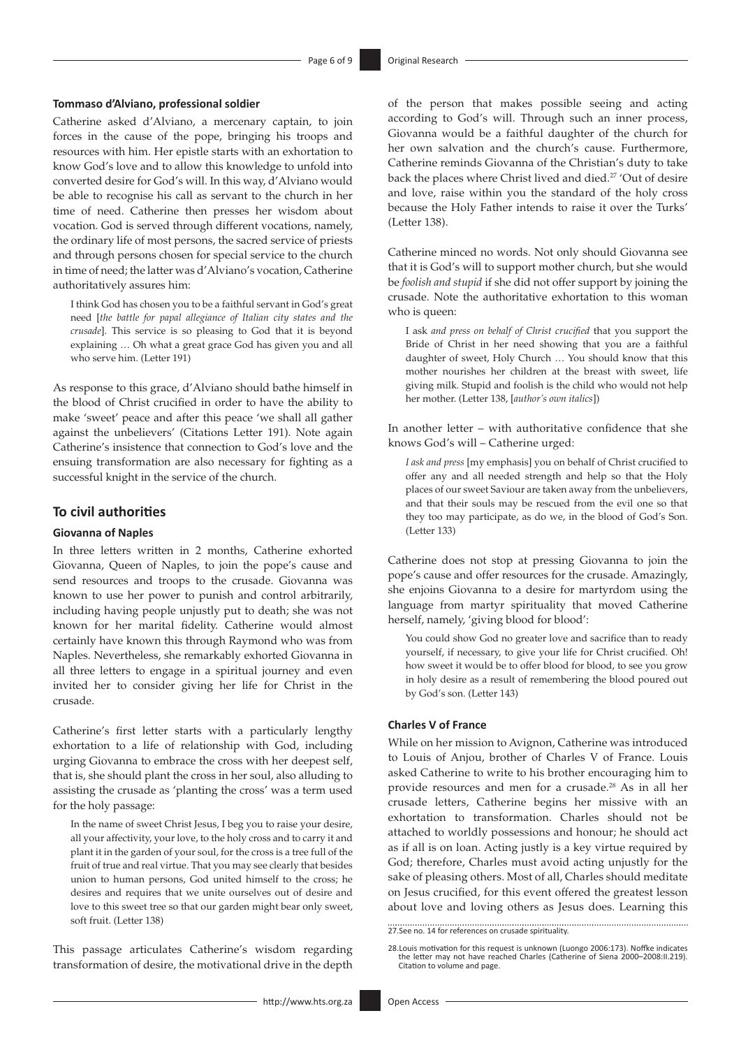#### Tommaso d'Alviano, professional soldier

Catherine asked d'Alviano, a mercenary captain, to join forces in the cause of the pope, bringing his troops and resources with him. Her epistle starts with an exhortation to know God's love and to allow this knowledge to unfold into converted desire for God's will. In this way, d'Alviano would be able to recognise his call as servant to the church in her time of need. Catherine then presses her wisdom about vocation. God is served through different vocations, namely, the ordinary life of most persons, the sacred service of priests and through persons chosen for special service to the church in time of need; the latter was d'Alviano's vocation, Catherine authoritatively assures him:

> I think God has chosen you to be a faithful servant in God's great need [*the battle for papal allegiance of Italian city states and the crusade*]. This service is so pleasing to God that it is beyond explaining … Oh what a great grace God has given you and all who serve him. (Letter 191)

As response to this grace, d'Alviano should bathe himself in the blood of Christ crucified in order to have the ability to make 'sweet' peace and after this peace 'we shall all gather against the unbelievers' (Citations Letter 191). Note again Catherine's insistence that connection to God's love and the ensuing transformation are also necessary for fighting as a successful knight in the service of the church.

## To civil authorities

#### Giovanna of Naples

In three letters written in 2 months, Catherine exhorted Giovanna, Queen of Naples, to join the pope's cause and send resources and troops to the crusade. Giovanna was known to use her power to punish and control arbitrarily, including having people unjustly put to death; she was not known for her marital fidelity. Catherine would almost certainly have known this through Raymond who was from Naples. Nevertheless, she remarkably exhorted Giovanna in all three letters to engage in a spiritual journey and even invited her to consider giving her life for Christ in the crusade.

Catherine's first letter starts with a particularly lengthy exhortation to a life of relationship with God, including urging Giovanna to embrace the cross with her deepest self, that is, she should plant the cross in her soul, also alluding to assisting the crusade as 'planting the cross' was a term used for the holy passage:

> In the name of sweet Christ Jesus, I beg you to raise your desire, all your affectivity, your love, to the holy cross and to carry it and plant it in the garden of your soul, for the cross is a tree full of the fruit of true and real virtue. That you may see clearly that besides union to human persons, God united himself to the cross; he desires and requires that we unite ourselves out of desire and love to this sweet tree so that our garden might bear only sweet, soft fruit. (Letter 138)

This passage articulates Catherine's wisdom regarding transformation of desire, the motivational drive in the depth of the person that makes possible seeing and acting according to God's will. Through such an inner process, Giovanna would be a faithful daughter of the church for her own salvation and the church's cause. Furthermore, Catherine reminds Giovanna of the Christian's duty to take back the places where Christ lived and died.[27] 'Out of desire and love, raise within you the standard of the holy cross because the Holy Father intends to raise it over the Turks' (Letter 138).

Catherine minced no words. Not only should Giovanna see that it is God's will to support mother church, but she would be *foolish and stupid* if she did not offer support by joining the crusade. Note the authoritative exhortation to this woman who is queen:

> I ask *and press on behalf of Christ crucified* that you support the Bride of Christ in her need showing that you are a faithful daughter of sweet, Holy Church … You should know that this mother nourishes her children at the breast with sweet, life giving milk. Stupid and foolish is the child who would not help her mother. (Letter 138, [*author's own italics*])

In another letter – with authoritative confidence that she knows God's will – Catherine urged:

> *I ask and press* [my emphasis] you on behalf of Christ crucified to offer any and all needed strength and help so that the Holy places of our sweet Saviour are taken away from the unbelievers, and that their souls may be rescued from the evil one so that they too may participate, as do we, in the blood of God's Son. (Letter 133)

Catherine does not stop at pressing Giovanna to join the pope's cause and offer resources for the crusade. Amazingly, she enjoins Giovanna to a desire for martyrdom using the language from martyr spirituality that moved Catherine herself, namely, 'giving blood for blood':

> You could show God no greater love and sacrifice than to ready yourself, if necessary, to give your life for Christ crucified. Oh! how sweet it would be to offer blood for blood, to see you grow in holy desire as a result of remembering the blood poured out by God's son. (Letter 143)

#### Charles V of France

While on her mission to Avignon, Catherine was introduced to Louis of Anjou, brother of Charles V of France. Louis asked Catherine to write to his brother encouraging him to provide resources and men for a crusade.[28] As in all her crusade letters, Catherine begins her missive with an exhortation to transformation. Charles should not be attached to worldly possessions and honour; he should act as if all is on loan. Acting justly is a key virtue required by God; therefore, Charles must avoid acting unjustly for the sake of pleasing others. Most of all, Charles should meditate on Jesus crucified, for this event offered the greatest lesson about love and loving others as Jesus does. Learning this

---

27. See no. 14 for references on crusade spirituality.

28. Louis motivation for this request is unknown (Luongo 2006:173). Noffke indicates the letter may not have reached Charles (Catherine of Siena 2000–2008:II.219). Citation to volume and page.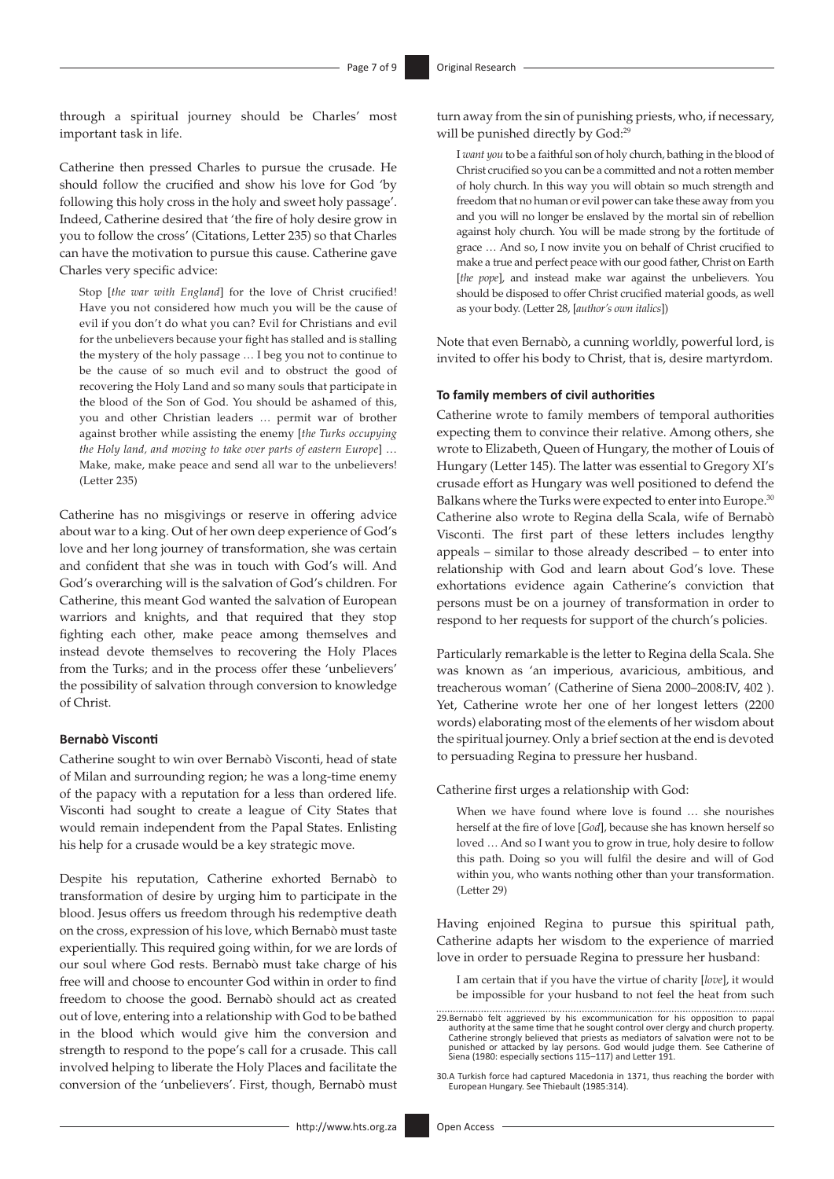through a spiritual journey should be Charles' most important task in life.

Catherine then pressed Charles to pursue the crusade. He should follow the crucified and show his love for God 'by following this holy cross in the holy and sweet holy passage'. Indeed, Catherine desired that 'the fire of holy desire grow in you to follow the cross' (Citations, Letter 235) so that Charles can have the motivation to pursue this cause. Catherine gave Charles very specific advice:

> Stop [*the war with England*] for the love of Christ crucified! Have you not considered how much you will be the cause of evil if you don't do what you can? Evil for Christians and evil for the unbelievers because your fight has stalled and is stalling the mystery of the holy passage … I beg you not to continue to be the cause of so much evil and to obstruct the good of recovering the Holy Land and so many souls that participate in the blood of the Son of God. You should be ashamed of this, you and other Christian leaders … permit war of brother against brother while assisting the enemy [*the Turks occupying the Holy land, and moving to take over parts of eastern Europe*] … Make, make, make peace and send all war to the unbelievers! (Letter 235)

Catherine has no misgivings or reserve in offering advice about war to a king. Out of her own deep experience of God's love and her long journey of transformation, she was certain and confident that she was in touch with God's will. And God's overarching will is the salvation of God's children. For Catherine, this meant God wanted the salvation of European warriors and knights, and that required that they stop fighting each other, make peace among themselves and instead devote themselves to recovering the Holy Places from the Turks; and in the process offer these 'unbelievers' the possibility of salvation through conversion to knowledge of Christ.

#### Bernabò Visconti

Catherine sought to win over Bernabò Visconti, head of state of Milan and surrounding region; he was a long-time enemy of the papacy with a reputation for a less than ordered life. Visconti had sought to create a league of City States that would remain independent from the Papal States. Enlisting his help for a crusade would be a key strategic move.

Despite his reputation, Catherine exhorted Bernabò to transformation of desire by urging him to participate in the blood. Jesus offers us freedom through his redemptive death on the cross, expression of his love, which Bernabò must taste experientially. This required going within, for we are lords of our soul where God rests. Bernabò must take charge of his free will and choose to encounter God within in order to find freedom to choose the good. Bernabò should act as created out of love, entering into a relationship with God to be bathed in the blood which would give him the conversion and strength to respond to the pope's call for a crusade. This call involved helping to liberate the Holy Places and facilitate the conversion of the 'unbelievers'. First, though, Bernabò must turn away from the sin of punishing priests, who, if necessary, will be punished directly by God:[29]

> I *want you* to be a faithful son of holy church, bathing in the blood of Christ crucified so you can be a committed and not a rotten member of holy church. In this way you will obtain so much strength and freedom that no human or evil power can take these away from you and you will no longer be enslaved by the mortal sin of rebellion against holy church. You will be made strong by the fortitude of grace … And so, I now invite you on behalf of Christ crucified to make a true and perfect peace with our good father, Christ on Earth [*the pope*], and instead make war against the unbelievers. You should be disposed to offer Christ crucified material goods, as well as your body. (Letter 28, [*author's own italics*])

Note that even Bernabò, a cunning worldly, powerful lord, is invited to offer his body to Christ, that is, desire martyrdom.

#### To family members of civil authorities

Catherine wrote to family members of temporal authorities expecting them to convince their relative. Among others, she wrote to Elizabeth, Queen of Hungary, the mother of Louis of Hungary (Letter 145). The latter was essential to Gregory XI's crusade effort as Hungary was well positioned to defend the Balkans where the Turks were expected to enter into Europe.[30] Catherine also wrote to Regina della Scala, wife of Bernabò Visconti. The first part of these letters includes lengthy appeals – similar to those already described – to enter into relationship with God and learn about God's love. These exhortations evidence again Catherine's conviction that persons must be on a journey of transformation in order to respond to her requests for support of the church's policies.

Particularly remarkable is the letter to Regina della Scala. She was known as 'an imperious, avaricious, ambitious, and treacherous woman' (Catherine of Siena 2000–2008:IV, 402 ). Yet, Catherine wrote her one of her longest letters (2200 words) elaborating most of the elements of her wisdom about the spiritual journey. Only a brief section at the end is devoted to persuading Regina to pressure her husband.

Catherine first urges a relationship with God:

> When we have found where love is found … she nourishes herself at the fire of love [*God*], because she has known herself so loved … And so I want you to grow in true, holy desire to follow this path. Doing so you will fulfil the desire and will of God within you, who wants nothing other than your transformation. (Letter 29)

Having enjoined Regina to pursue this spiritual path, Catherine adapts her wisdom to the experience of married love in order to persuade Regina to pressure her husband:

> I am certain that if you have the virtue of charity [*love*], it would be impossible for your husband to not feel the heat from such

29. Bernabò felt aggrieved by his excommunication for his opposition to papal authority at the same time that he sought control over clergy and church property. Catherine strongly believed that priests as mediators of salvation were not to be punished or attacked by lay persons. God would judge them. See Catherine of Siena (1980: especially sections 115–117) and Letter 191.

30. A Turkish force had captured Macedonia in 1371, thus reaching the border with European Hungary. See Thiebault (1985:314).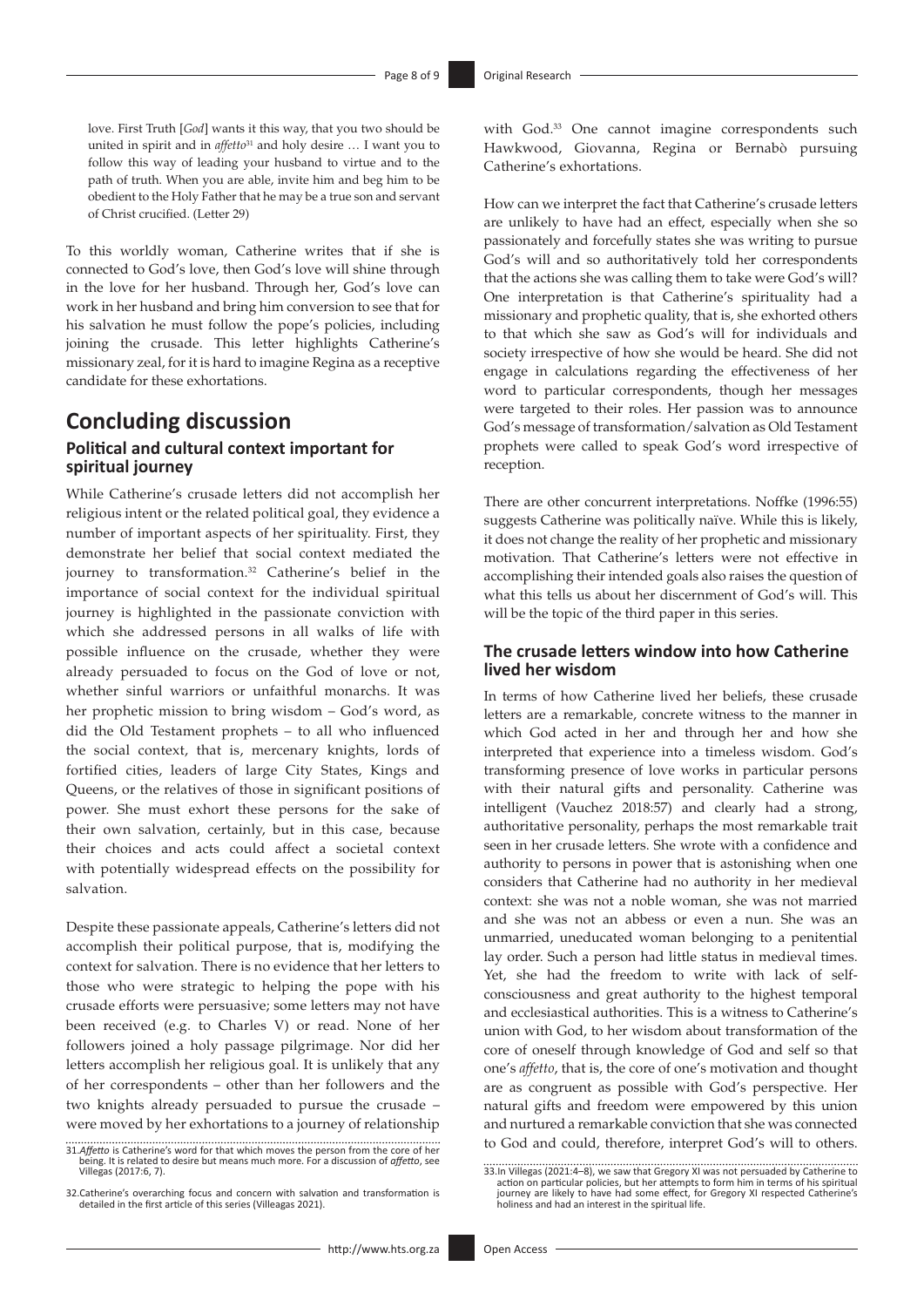> love. First Truth [*God*] wants it this way, that you two should be united in spirit and in *affetto*[31] and holy desire … I want you to follow this way of leading your husband to virtue and to the path of truth. When you are able, invite him and beg him to be obedient to the Holy Father that he may be a true son and servant of Christ crucified. (Letter 29)

To this worldly woman, Catherine writes that if she is connected to God's love, then God's love will shine through in the love for her husband. Through her, God's love can work in her husband and bring him conversion to see that for his salvation he must follow the pope's policies, including joining the crusade. This letter highlights Catherine's missionary zeal, for it is hard to imagine Regina as a receptive candidate for these exhortations.

## Concluding discussion

### Political and cultural context important for spiritual journey

While Catherine's crusade letters did not accomplish her religious intent or the related political goal, they evidence a number of important aspects of her spirituality. First, they demonstrate her belief that social context mediated the journey to transformation.[32] Catherine's belief in the importance of social context for the individual spiritual journey is highlighted in the passionate conviction with which she addressed persons in all walks of life with possible influence on the crusade, whether they were already persuaded to focus on the God of love or not, whether sinful warriors or unfaithful monarchs. It was her prophetic mission to bring wisdom – God's word, as did the Old Testament prophets – to all who influenced the social context, that is, mercenary knights, lords of fortified cities, leaders of large City States, Kings and Queens, or the relatives of those in significant positions of power. She must exhort these persons for the sake of their own salvation, certainly, but in this case, because their choices and acts could affect a societal context with potentially widespread effects on the possibility for salvation.

Despite these passionate appeals, Catherine's letters did not accomplish their political purpose, that is, modifying the context for salvation. There is no evidence that her letters to those who were strategic to helping the pope with his crusade efforts were persuasive; some letters may not have been received (e.g. to Charles V) or read. None of her followers joined a holy passage pilgrimage. Nor did her letters accomplish her religious goal. It is unlikely that any of her correspondents – other than her followers and the two knights already persuaded to pursue the crusade – were moved by her exhortations to a journey of relationship with God.[33] One cannot imagine correspondents such Hawkwood, Giovanna, Regina or Bernabò pursuing Catherine's exhortations.

How can we interpret the fact that Catherine's crusade letters are unlikely to have had an effect, especially when she so passionately and forcefully states she was writing to pursue God's will and so authoritatively told her correspondents that the actions she was calling them to take were God's will? One interpretation is that Catherine's spirituality had a missionary and prophetic quality, that is, she exhorted others to that which she saw as God's will for individuals and society irrespective of how she would be heard. She did not engage in calculations regarding the effectiveness of her word to particular correspondents, though her messages were targeted to their roles. Her passion was to announce God's message of transformation/salvation as Old Testament prophets were called to speak God's word irrespective of reception.

There are other concurrent interpretations. Noffke (1996:55) suggests Catherine was politically naïve. While this is likely, it does not change the reality of her prophetic and missionary motivation. That Catherine's letters were not effective in accomplishing their intended goals also raises the question of what this tells us about her discernment of God's will. This will be the topic of the third paper in this series.

### The crusade letters window into how Catherine lived her wisdom

In terms of how Catherine lived her beliefs, these crusade letters are a remarkable, concrete witness to the manner in which God acted in her and through her and how she interpreted that experience into a timeless wisdom. God's transforming presence of love works in particular persons with their natural gifts and personality. Catherine was intelligent (Vauchez 2018:57) and clearly had a strong, authoritative personality, perhaps the most remarkable trait seen in her crusade letters. She wrote with a confidence and authority to persons in power that is astonishing when one considers that Catherine had no authority in her medieval context: she was not a noble woman, she was not married and she was not an abbess or even a nun. She was an unmarried, uneducated woman belonging to a penitential lay order. Such a person had little status in medieval times. Yet, she had the freedom to write with lack of self-consciousness and great authority to the highest temporal and ecclesiastical authorities. This is a witness to Catherine's union with God, to her wisdom about transformation of the core of oneself through knowledge of God and self so that one's *affetto*, that is, the core of one's motivation and thought are as congruent as possible with God's perspective. Her natural gifts and freedom were empowered by this union and nurtured a remarkable conviction that she was connected to God and could, therefore, interpret God's will to others.

31. *Affetto* is Catherine's word for that which moves the person from the core of her being. It is related to desire but means much more. For a discussion of *affetto*, see Villegas (2017:6, 7).

32. Catherine's overarching focus and concern with salvation and transformation is detailed in the first article of this series (Villeagas 2021).

33. In Villegas (2021:4–8), we saw that Gregory XI was not persuaded by Catherine to action on particular policies, but her attempts to form him in terms of his spiritual journey are likely to have had some effect, for Gregory XI respected Catherine's holiness and had an interest in the spiritual life.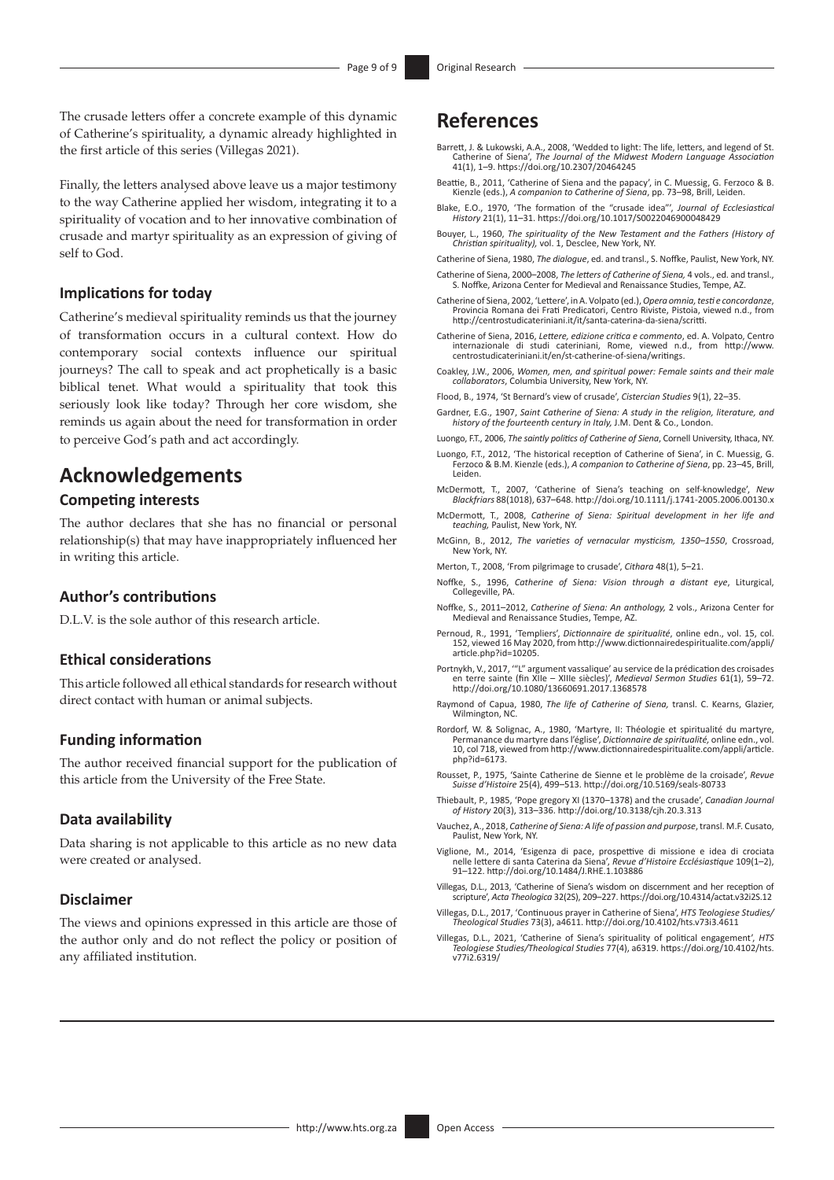The crusade letters offer a concrete example of this dynamic of Catherine's spirituality, a dynamic already highlighted in the first article of this series (Villegas 2021).

Finally, the letters analysed above leave us a major testimony to the way Catherine applied her wisdom, integrating it to a spirituality of vocation and to her innovative combination of crusade and martyr spirituality as an expression of giving of self to God.

### Implications for today

Catherine's medieval spirituality reminds us that the journey of transformation occurs in a cultural context. How do contemporary social contexts influence our spiritual journeys? The call to speak and act prophetically is a basic biblical tenet. What would a spirituality that took this seriously look like today? Through her core wisdom, she reminds us again about the need for transformation in order to perceive God's path and act accordingly.

## Acknowledgements

### Competing interests

The author declares that she has no financial or personal relationship(s) that may have inappropriately influenced her in writing this article.

### Author's contributions

D.L.V. is the sole author of this research article.

### Ethical considerations

This article followed all ethical standards for research without direct contact with human or animal subjects.

### Funding information

The author received financial support for the publication of this article from the University of the Free State.

### Data availability

Data sharing is not applicable to this article as no new data were created or analysed.

### Disclaimer

The views and opinions expressed in this article are those of the author only and do not reflect the policy or position of any affiliated institution.

## References

Barrett, J. & Lukowski, A.A., 2008, 'Wedded to light: The life, letters, and legend of St. Catherine of Siena', *The Journal of the Midwest Modern Language Association* 41(1), 1–9. https://doi.org/10.2307/20464245

Beattie, B., 2011, 'Catherine of Siena and the papacy', in C. Muessig, G. Ferzoco & B. Kienzle (eds.), *A companion to Catherine of Siena*, pp. 73–98, Brill, Leiden.

Blake, E.O., 1970, 'The formation of the "crusade idea"', *Journal of Ecclesiastical History* 21(1), 11–31. https://doi.org/10.1017/S0022046900048429

Bouyer, L., 1960, *The spirituality of the New Testament and the Fathers (History of Christian spirituality),* vol. 1, Desclee, New York, NY.

Catherine of Siena, 1980, *The dialogue*, ed. and transl., S. Noffke, Paulist, New York, NY.

Catherine of Siena, 2000–2008, *The letters of Catherine of Siena,* 4 vols., ed. and transl., S. Noffke, Arizona Center for Medieval and Renaissance Studies, Tempe, AZ.

Catherine of Siena, 2002, 'Lettere', in A. Volpato (ed.), *Opera omnia, testi e concordanze*, Provincia Romana dei Frati Predicatori, Centro Riviste, Pistoia, viewed n.d., from http://centrostudicateriniani.it/it/santa-caterina-da-siena/scritti.

Catherine of Siena, 2016, *Lettere, edizione critica e commento*, ed. A. Volpato, Centro internazionale di studi cateriniani, Rome, viewed n.d., from http://www.centrostudicateriniani.it/en/st-catherine-of-siena/writings.

Coakley, J.W., 2006, *Women, men, and spiritual power: Female saints and their male collaborators*, Columbia University, New York, NY.

Flood, B., 1974, 'St Bernard's view of crusade', *Cistercian Studies* 9(1), 22–35.

Gardner, E.G., 1907, *Saint Catherine of Siena: A study in the religion, literature, and history of the fourteenth century in Italy,* J.M. Dent & Co., London.

Luongo, F.T., 2006, *The saintly politics of Catherine of Siena*, Cornell University, Ithaca, NY.

Luongo, F.T., 2012, 'The historical reception of Catherine of Siena', in C. Muessig, G. Ferzoco & B.M. Kienzle (eds.), *A companion to Catherine of Siena*, pp. 23–45, Brill, Leiden.

McDermott, T., 2007, 'Catherine of Siena's teaching on self-knowledge', *New Blackfriars* 88(1018), 637–648. http://doi.org/10.1111/j.1741-2005.2006.00130.x

McDermott, T., 2008, *Catherine of Siena: Spiritual development in her life and teaching,* Paulist, New York, NY.

McGinn, B., 2012, *The varieties of vernacular mysticism, 1350–1550*, Crossroad, New York, NY.

Merton, T., 2008, 'From pilgrimage to crusade', *Cithara* 48(1), 5–21.

Noffke, S., 1996, *Catherine of Siena: Vision through a distant eye*, Liturgical, Collegeville, PA.

Noffke, S., 2011–2012, *Catherine of Siena: An anthology,* 2 vols., Arizona Center for Medieval and Renaissance Studies, Tempe, AZ.

Pernoud, R., 1991, 'Templiers', *Dictionnaire de spiritualité*, online edn., vol. 15, col. 152, viewed 16 May 2020, from http://www.dictionnairedespiritualite.com/appli/article.php?id=10205.

Portnykh, V., 2017, '"L' argument vassalique' au service de la prédication des croisades en terre sainte (fin XIIe – XIIIe siècles)', *Medieval Sermon Studies* 61(1), 59–72. http://doi.org/10.1080/13660691.2017.1368578

Raymond of Capua, 1980, *The life of Catherine of Siena,* transl. C. Kearns, Glazier, Wilmington, NC.

Rordorf, W. & Solignac, A., 1980, 'Martyre, II: Théologie et spiritualité du martyre, Permanance du martyre dans l'église', *Dictionnaire de spiritualité*, online edn., vol. 10, col 718, viewed from http://www.dictionnairedespiritualite.com/appli/article.php?id=6173.

Rousset, P., 1975, 'Sainte Catherine de Sienne et le problème de la croisade', *Revue Suisse d'Histoire* 25(4), 499–513. http://doi.org/10.5169/seals-80733

Thiebault, P., 1985, 'Pope gregory XI (1370–1378) and the crusade', *Canadian Journal of History* 20(3), 313–336. http://doi.org/10.3138/cjh.20.3.313

Vauchez, A., 2018, *Catherine of Siena: A life of passion and purpose*, transl. M.F. Cusato, Paulist, New York, NY.

Viglione, M., 2014, 'Esigenza di pace, prospettive di missione e idea di crociata nelle lettere di santa Caterina da Siena', *Revue d'Histoire Ecclésiastique* 109(1–2), 91–122. http://doi.org/10.1484/J.RHE.1.103886

Villegas, D.L., 2013, 'Catherine of Siena's wisdom on discernment and her reception of scripture', *Acta Theologica* 32(2S), 209–227. https://doi.org/10.4314/actat.v32i2S.12

Villegas, D.L., 2017, 'Continuous prayer in Catherine of Siena', *HTS Teologiese Studies/Theological Studies* 73(3), a4611. http://doi.org/10.4102/hts.v73i3.4611

Villegas, D.L., 2021, 'Catherine of Siena's spirituality of political engagement', *HTS Teologiese Studies/Theological Studies* 77(4), a6319. https://doi.org/10.4102/hts.v77i2.6319/